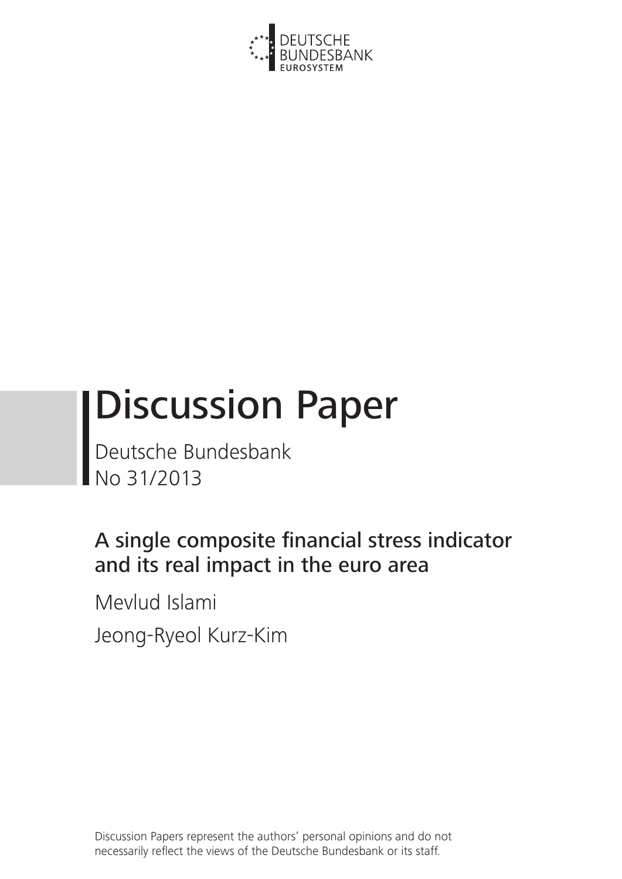DEUTSCHE BUNDESBANK
EUROSYSTEM

# Discussion Paper

Deutsche Bundesbank
No 31/2013

## A single composite financial stress indicator and its real impact in the euro area

Mevlud Islami

Jeong-Ryeol Kurz-Kim

Discussion Papers represent the authors' personal opinions and do not necessarily reflect the views of the Deutsche Bundesbank or its staff.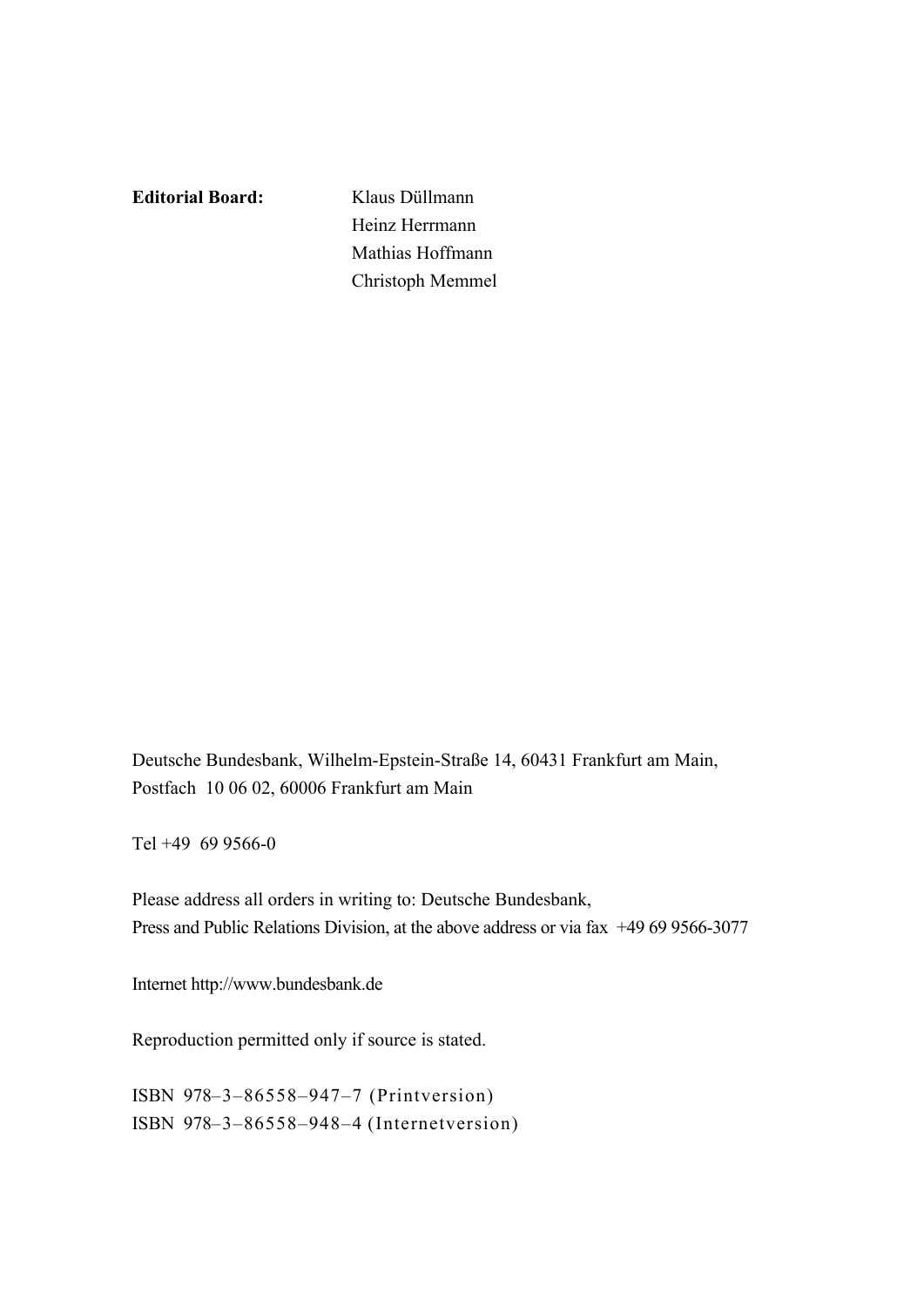**Editorial Board:** Klaus Düllmann
Heinz Herrmann
Mathias Hoffmann
Christoph Memmel

Deutsche Bundesbank, Wilhelm-Epstein-Straße 14, 60431 Frankfurt am Main,
Postfach 10 06 02, 60006 Frankfurt am Main

Tel +49 69 9566-0

Please address all orders in writing to: Deutsche Bundesbank,
Press and Public Relations Division, at the above address or via fax +49 69 9566-3077

Internet http://www.bundesbank.de

Reproduction permitted only if source is stated.

ISBN 978–3–86558–947–7 (Printversion)
ISBN 978–3–86558–948–4 (Internetversion)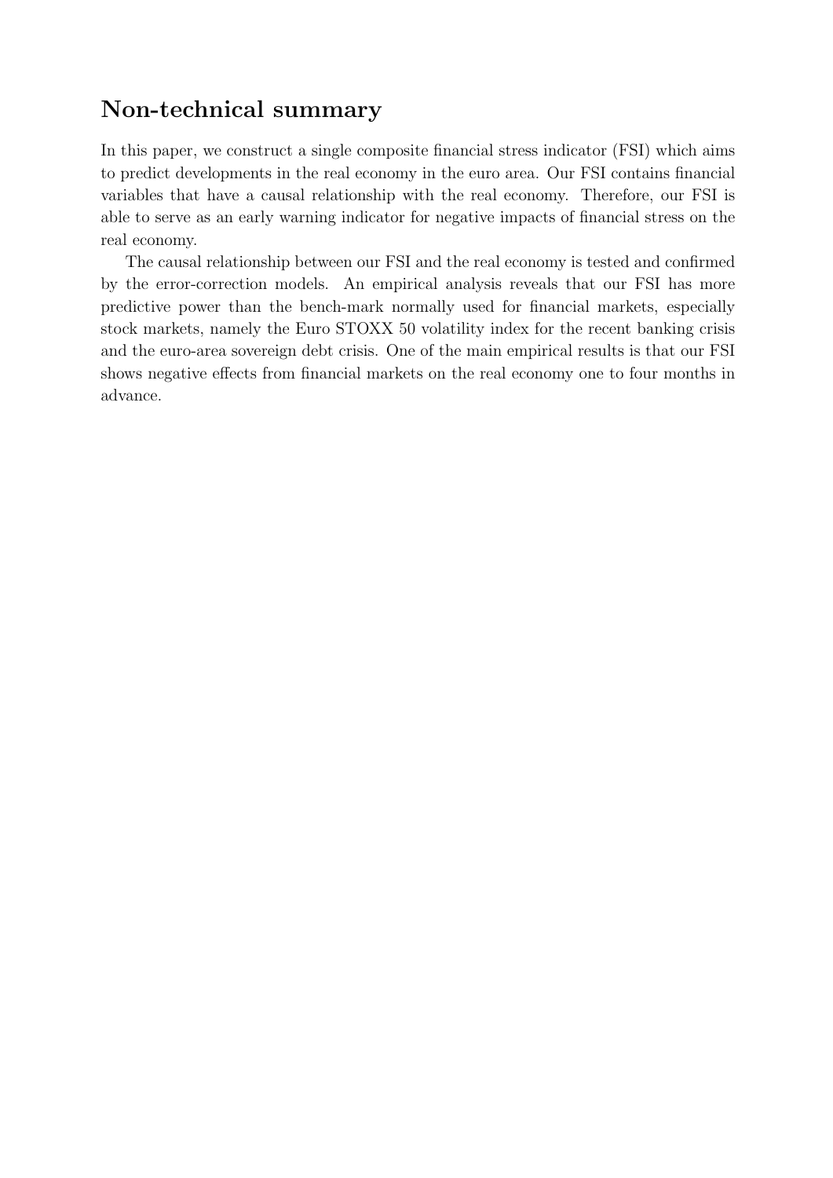## Non-technical summary

In this paper, we construct a single composite financial stress indicator (FSI) which aims to predict developments in the real economy in the euro area. Our FSI contains financial variables that have a causal relationship with the real economy. Therefore, our FSI is able to serve as an early warning indicator for negative impacts of financial stress on the real economy.

The causal relationship between our FSI and the real economy is tested and confirmed by the error-correction models. An empirical analysis reveals that our FSI has more predictive power than the bench-mark normally used for financial markets, especially stock markets, namely the Euro STOXX 50 volatility index for the recent banking crisis and the euro-area sovereign debt crisis. One of the main empirical results is that our FSI shows negative effects from financial markets on the real economy one to four months in advance.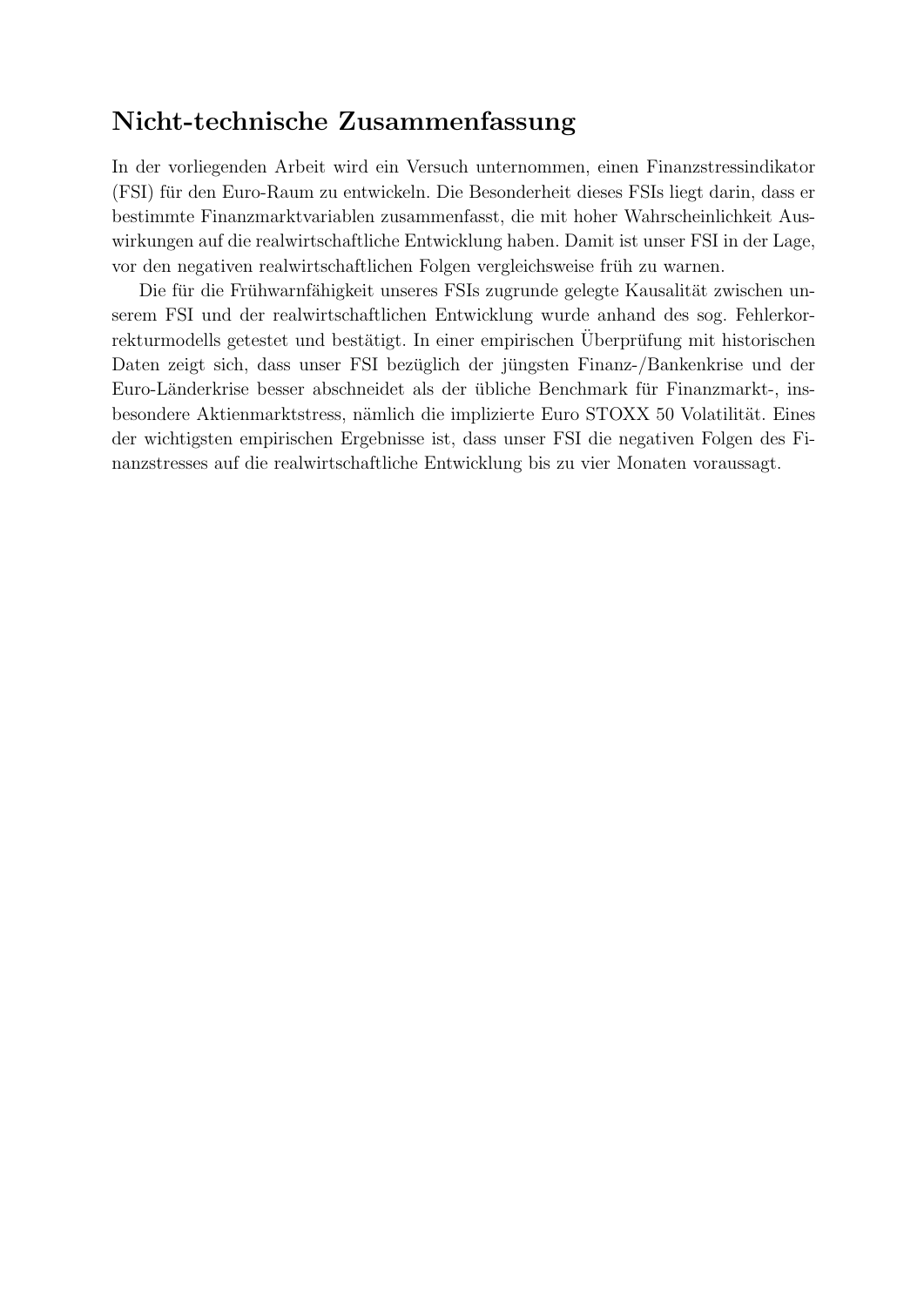## Nicht-technische Zusammenfassung

In der vorliegenden Arbeit wird ein Versuch unternommen, einen Finanzstressindikator (FSI) für den Euro-Raum zu entwickeln. Die Besonderheit dieses FSIs liegt darin, dass er bestimmte Finanzmarktvariablen zusammenfasst, die mit hoher Wahrscheinlichkeit Auswirkungen auf die realwirtschaftliche Entwicklung haben. Damit ist unser FSI in der Lage, vor den negativen realwirtschaftlichen Folgen vergleichsweise früh zu warnen.

Die für die Frühwarnfähigkeit unseres FSIs zugrunde gelegte Kausalität zwischen unserem FSI und der realwirtschaftlichen Entwicklung wurde anhand des sog. Fehlerkorrekturmodells getestet und bestätigt. In einer empirischen Überprüfung mit historischen Daten zeigt sich, dass unser FSI bezüglich der jüngsten Finanz-/Bankenkrise und der Euro-Länderkrise besser abschneidet als der übliche Benchmark für Finanzmarkt-, insbesondere Aktienmarktstress, nämlich die implizierte Euro STOXX 50 Volatilität. Eines der wichtigsten empirischen Ergebnisse ist, dass unser FSI die negativen Folgen des Finanzstresses auf die realwirtschaftliche Entwicklung bis zu vier Monaten voraussagt.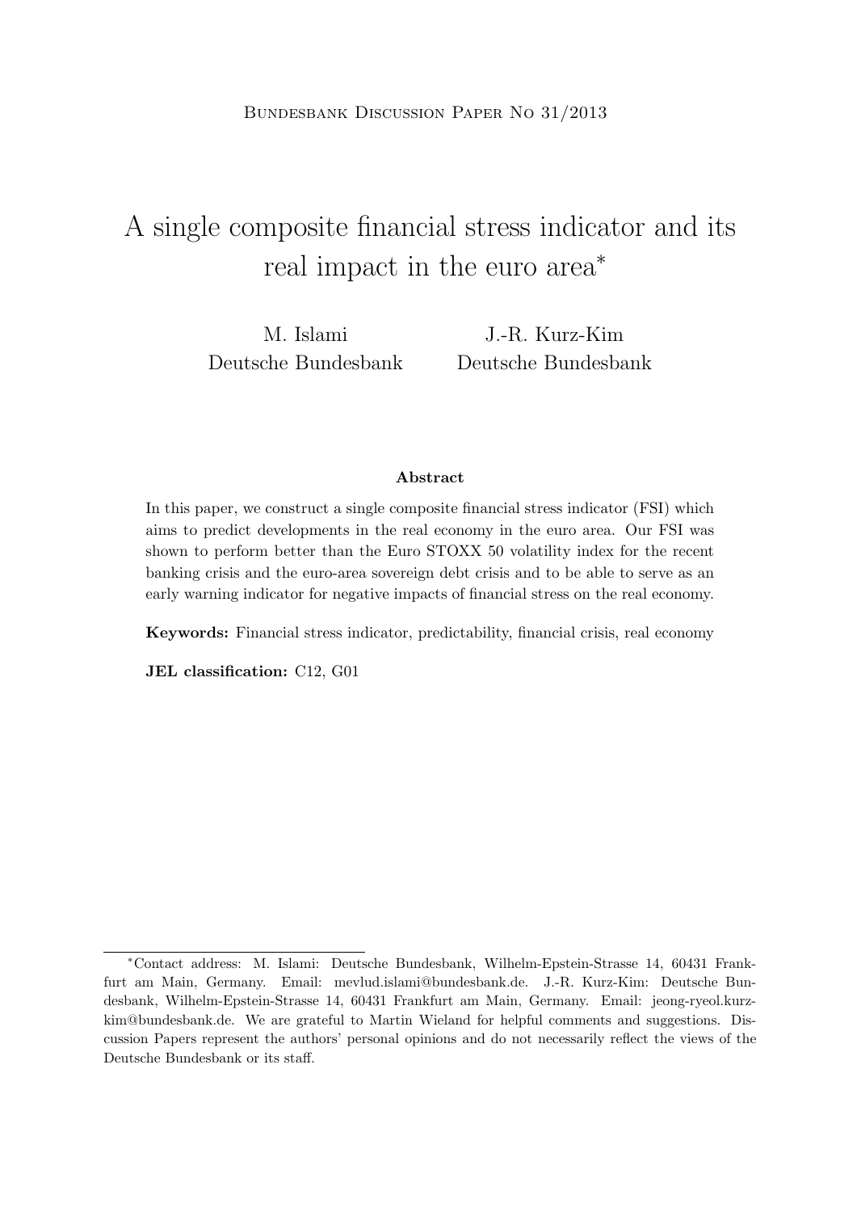Bundesbank Discussion Paper No 31/2013

# A single composite financial stress indicator and its real impact in the euro area*

M. Islami
Deutsche Bundesbank

J.-R. Kurz-Kim
Deutsche Bundesbank

**Abstract**

In this paper, we construct a single composite financial stress indicator (FSI) which aims to predict developments in the real economy in the euro area. Our FSI was shown to perform better than the Euro STOXX 50 volatility index for the recent banking crisis and the euro-area sovereign debt crisis and to be able to serve as an early warning indicator for negative impacts of financial stress on the real economy.

**Keywords:** Financial stress indicator, predictability, financial crisis, real economy

**JEL classification:** C12, G01

---

*Contact address: M. Islami: Deutsche Bundesbank, Wilhelm-Epstein-Strasse 14, 60431 Frankfurt am Main, Germany. Email: mevlud.islami@bundesbank.de. J.-R. Kurz-Kim: Deutsche Bundesbank, Wilhelm-Epstein-Strasse 14, 60431 Frankfurt am Main, Germany. Email: jeong-ryeol.kurz-kim@bundesbank.de. We are grateful to Martin Wieland for helpful comments and suggestions. Discussion Papers represent the authors' personal opinions and do not necessarily reflect the views of the Deutsche Bundesbank or its staff.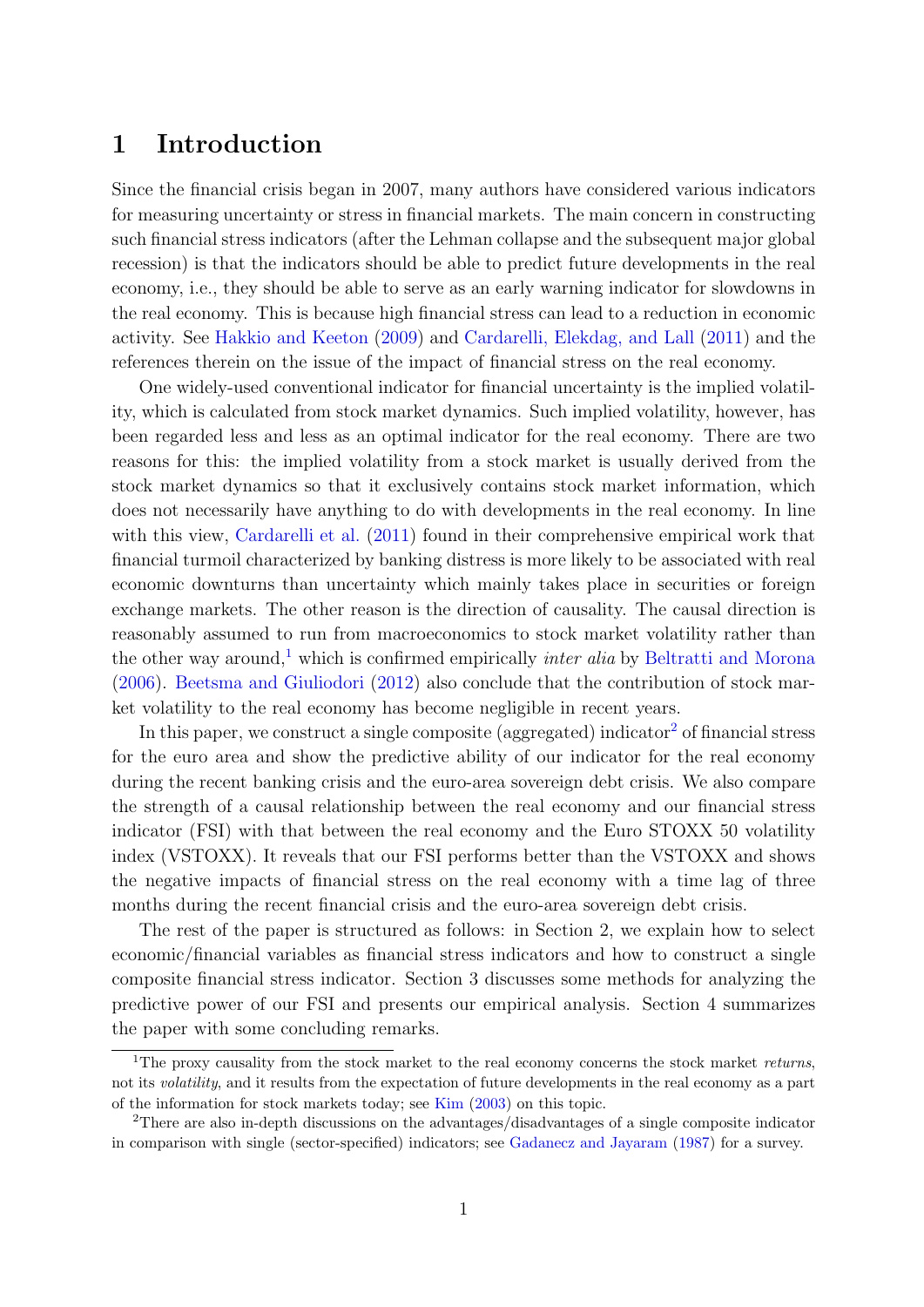# 1 Introduction

Since the financial crisis began in 2007, many authors have considered various indicators for measuring uncertainty or stress in financial markets. The main concern in constructing such financial stress indicators (after the Lehman collapse and the subsequent major global recession) is that the indicators should be able to predict future developments in the real economy, i.e., they should be able to serve as an early warning indicator for slowdowns in the real economy. This is because high financial stress can lead to a reduction in economic activity. See Hakkio and Keeton (2009) and Cardarelli, Elekdag, and Lall (2011) and the references therein on the issue of the impact of financial stress on the real economy.

One widely-used conventional indicator for financial uncertainty is the implied volatility, which is calculated from stock market dynamics. Such implied volatility, however, has been regarded less and less as an optimal indicator for the real economy. There are two reasons for this: the implied volatility from a stock market is usually derived from the stock market dynamics so that it exclusively contains stock market information, which does not necessarily have anything to do with developments in the real economy. In line with this view, Cardarelli et al. (2011) found in their comprehensive empirical work that financial turmoil characterized by banking distress is more likely to be associated with real economic downturns than uncertainty which mainly takes place in securities or foreign exchange markets. The other reason is the direction of causality. The causal direction is reasonably assumed to run from macroeconomics to stock market volatility rather than the other way around,[1] which is confirmed empirically *inter alia* by Beltratti and Morona (2006). Beetsma and Giuliodori (2012) also conclude that the contribution of stock market volatility to the real economy has become negligible in recent years.

In this paper, we construct a single composite (aggregated) indicator[2] of financial stress for the euro area and show the predictive ability of our indicator for the real economy during the recent banking crisis and the euro-area sovereign debt crisis. We also compare the strength of a causal relationship between the real economy and our financial stress indicator (FSI) with that between the real economy and the Euro STOXX 50 volatility index (VSTOXX). It reveals that our FSI performs better than the VSTOXX and shows the negative impacts of financial stress on the real economy with a time lag of three months during the recent financial crisis and the euro-area sovereign debt crisis.

The rest of the paper is structured as follows: in Section 2, we explain how to select economic/financial variables as financial stress indicators and how to construct a single composite financial stress indicator. Section 3 discusses some methods for analyzing the predictive power of our FSI and presents our empirical analysis. Section 4 summarizes the paper with some concluding remarks.

---

[1] The proxy causality from the stock market to the real economy concerns the stock market *returns*, not its *volatility*, and it results from the expectation of future developments in the real economy as a part of the information for stock markets today; see Kim (2003) on this topic.

[2] There are also in-depth discussions on the advantages/disadvantages of a single composite indicator in comparison with single (sector-specified) indicators; see Gadanecz and Jayaram (1987) for a survey.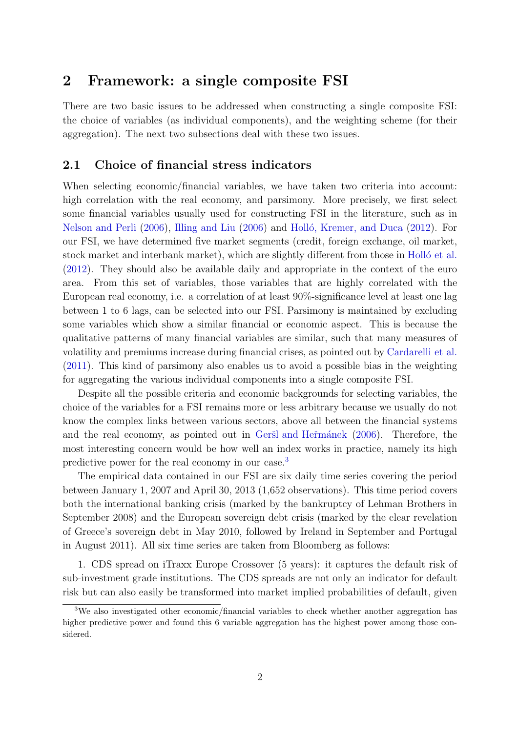## 2 Framework: a single composite FSI

There are two basic issues to be addressed when constructing a single composite FSI: the choice of variables (as individual components), and the weighting scheme (for their aggregation). The next two subsections deal with these two issues.

### 2.1 Choice of financial stress indicators

When selecting economic/financial variables, we have taken two criteria into account: high correlation with the real economy, and parsimony. More precisely, we first select some financial variables usually used for constructing FSI in the literature, such as in Nelson and Perli (2006), Illing and Liu (2006) and Holló, Kremer, and Duca (2012). For our FSI, we have determined five market segments (credit, foreign exchange, oil market, stock market and interbank market), which are slightly different from those in Holló et al. (2012). They should also be available daily and appropriate in the context of the euro area. From this set of variables, those variables that are highly correlated with the European real economy, i.e. a correlation of at least 90%-significance level at least one lag between 1 to 6 lags, can be selected into our FSI. Parsimony is maintained by excluding some variables which show a similar financial or economic aspect. This is because the qualitative patterns of many financial variables are similar, such that many measures of volatility and premiums increase during financial crises, as pointed out by Cardarelli et al. (2011). This kind of parsimony also enables us to avoid a possible bias in the weighting for aggregating the various individual components into a single composite FSI.

Despite all the possible criteria and economic backgrounds for selecting variables, the choice of the variables for a FSI remains more or less arbitrary because we usually do not know the complex links between various sectors, above all between the financial systems and the real economy, as pointed out in Geršl and Heřmánek (2006). Therefore, the most interesting concern would be how well an index works in practice, namely its high predictive power for the real economy in our case.[3]

The empirical data contained in our FSI are six daily time series covering the period between January 1, 2007 and April 30, 2013 (1,652 observations). This time period covers both the international banking crisis (marked by the bankruptcy of Lehman Brothers in September 2008) and the European sovereign debt crisis (marked by the clear revelation of Greece's sovereign debt in May 2010, followed by Ireland in September and Portugal in August 2011). All six time series are taken from Bloomberg as follows:

1. CDS spread on iTraxx Europe Crossover (5 years): it captures the default risk of sub-investment grade institutions. The CDS spreads are not only an indicator for default risk but can also easily be transformed into market implied probabilities of default, given

[3] We also investigated other economic/financial variables to check whether another aggregation has higher predictive power and found this 6 variable aggregation has the highest power among those considered.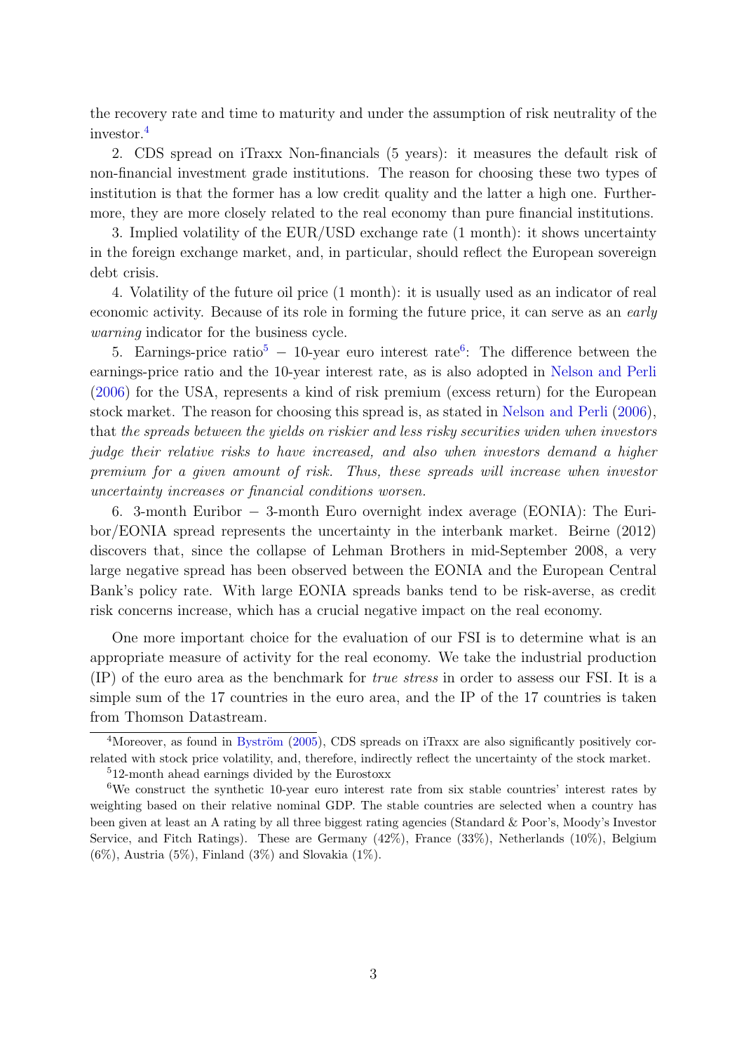the recovery rate and time to maturity and under the assumption of risk neutrality of the investor.[4]

2. CDS spread on iTraxx Non-financials (5 years): it measures the default risk of non-financial investment grade institutions. The reason for choosing these two types of institution is that the former has a low credit quality and the latter a high one. Furthermore, they are more closely related to the real economy than pure financial institutions.

3. Implied volatility of the EUR/USD exchange rate (1 month): it shows uncertainty in the foreign exchange market, and, in particular, should reflect the European sovereign debt crisis.

4. Volatility of the future oil price (1 month): it is usually used as an indicator of real economic activity. Because of its role in forming the future price, it can serve as an *early warning* indicator for the business cycle.

5. Earnings-price ratio[5] − 10-year euro interest rate[6]: The difference between the earnings-price ratio and the 10-year interest rate, as is also adopted in Nelson and Perli (2006) for the USA, represents a kind of risk premium (excess return) for the European stock market. The reason for choosing this spread is, as stated in Nelson and Perli (2006), that *the spreads between the yields on riskier and less risky securities widen when investors judge their relative risks to have increased, and also when investors demand a higher premium for a given amount of risk. Thus, these spreads will increase when investor uncertainty increases or financial conditions worsen.*

6. 3-month Euribor − 3-month Euro overnight index average (EONIA): The Euribor/EONIA spread represents the uncertainty in the interbank market. Beirne (2012) discovers that, since the collapse of Lehman Brothers in mid-September 2008, a very large negative spread has been observed between the EONIA and the European Central Bank's policy rate. With large EONIA spreads banks tend to be risk-averse, as credit risk concerns increase, which has a crucial negative impact on the real economy.

One more important choice for the evaluation of our FSI is to determine what is an appropriate measure of activity for the real economy. We take the industrial production (IP) of the euro area as the benchmark for *true stress* in order to assess our FSI. It is a simple sum of the 17 countries in the euro area, and the IP of the 17 countries is taken from Thomson Datastream.

---

[4]Moreover, as found in Byström (2005), CDS spreads on iTraxx are also significantly positively correlated with stock price volatility, and, therefore, indirectly reflect the uncertainty of the stock market.

[5]12-month ahead earnings divided by the Eurostoxx

[6]We construct the synthetic 10-year euro interest rate from six stable countries' interest rates by weighting based on their relative nominal GDP. The stable countries are selected when a country has been given at least an A rating by all three biggest rating agencies (Standard & Poor's, Moody's Investor Service, and Fitch Ratings). These are Germany (42%), France (33%), Netherlands (10%), Belgium (6%), Austria (5%), Finland (3%) and Slovakia (1%).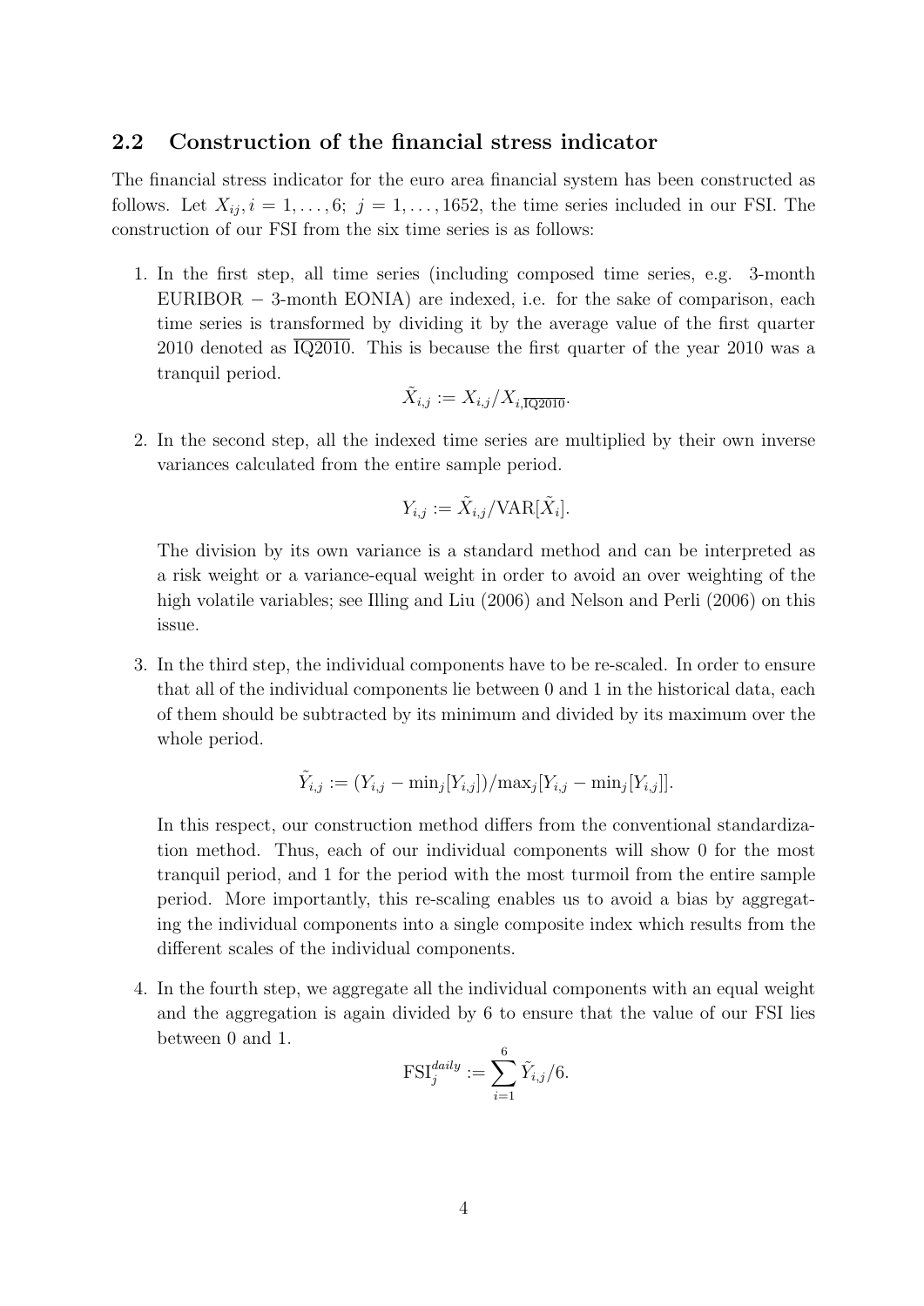## 2.2 Construction of the financial stress indicator

The financial stress indicator for the euro area financial system has been constructed as follows. Let $X_{ij}, i = 1, \ldots, 6;\ j = 1, \ldots, 1652$, the time series included in our FSI. The construction of our FSI from the six time series is as follows:

1. In the first step, all time series (including composed time series, e.g. 3-month EURIBOR − 3-month EONIA) are indexed, i.e. for the sake of comparison, each time series is transformed by dividing it by the average value of the first quarter 2010 denoted as $\overline{\text{IQ2010}}$. This is because the first quarter of the year 2010 was a tranquil period.

$$\tilde{X}_{i,j} := X_{i,j} / X_{i,\overline{\text{IQ2010}}}.$$

2. In the second step, all the indexed time series are multiplied by their own inverse variances calculated from the entire sample period.

$$Y_{i,j} := \tilde{X}_{i,j} / \text{VAR}[\tilde{X}_i].$$

   The division by its own variance is a standard method and can be interpreted as a risk weight or a variance-equal weight in order to avoid an over weighting of the high volatile variables; see Illing and Liu (2006) and Nelson and Perli (2006) on this issue.

3. In the third step, the individual components have to be re-scaled. In order to ensure that all of the individual components lie between 0 and 1 in the historical data, each of them should be subtracted by its minimum and divided by its maximum over the whole period.

$$\tilde{Y}_{i,j} := (Y_{i,j} - \min_j[Y_{i,j}]) / \max_j[Y_{i,j} - \min_j[Y_{i,j}]].$$

   In this respect, our construction method differs from the conventional standardization method. Thus, each of our individual components will show 0 for the most tranquil period, and 1 for the period with the most turmoil from the entire sample period. More importantly, this re-scaling enables us to avoid a bias by aggregating the individual components into a single composite index which results from the different scales of the individual components.

4. In the fourth step, we aggregate all the individual components with an equal weight and the aggregation is again divided by 6 to ensure that the value of our FSI lies between 0 and 1.

$$\text{FSI}_j^{daily} := \sum_{i=1}^{6} \tilde{Y}_{i,j} / 6.$$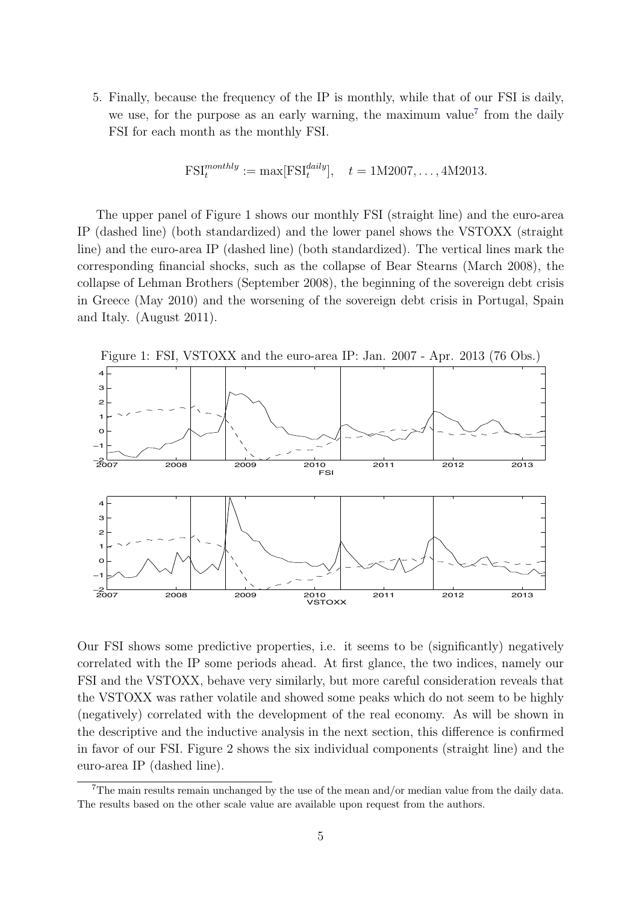5. Finally, because the frequency of the IP is monthly, while that of our FSI is daily, we use, for the purpose as an early warning, the maximum value[7] from the daily FSI for each month as the monthly FSI.

$$\text{FSI}_t^{monthly} := \max[\text{FSI}_t^{daily}], \quad t = 1\text{M}2007, \ldots, 4\text{M}2013.$$

The upper panel of Figure 1 shows our monthly FSI (straight line) and the euro-area IP (dashed line) (both standardized) and the lower panel shows the VSTOXX (straight line) and the euro-area IP (dashed line) (both standardized). The vertical lines mark the corresponding financial shocks, such as the collapse of Bear Stearns (March 2008), the collapse of Lehman Brothers (September 2008), the beginning of the sovereign debt crisis in Greece (May 2010) and the worsening of the sovereign debt crisis in Portugal, Spain and Italy. (August 2011).

Figure 1: FSI, VSTOXX and the euro-area IP: Jan. 2007 - Apr. 2013 (76 Obs.)

Our FSI shows some predictive properties, i.e. it seems to be (significantly) negatively correlated with the IP some periods ahead. At first glance, the two indices, namely our FSI and the VSTOXX, behave very similarly, but more careful consideration reveals that the VSTOXX was rather volatile and showed some peaks which do not seem to be highly (negatively) correlated with the development of the real economy. As will be shown in the descriptive and the inductive analysis in the next section, this difference is confirmed in favor of our FSI. Figure 2 shows the six individual components (straight line) and the euro-area IP (dashed line).

[7] The main results remain unchanged by the use of the mean and/or median value from the daily data. The results based on the other scale value are available upon request from the authors.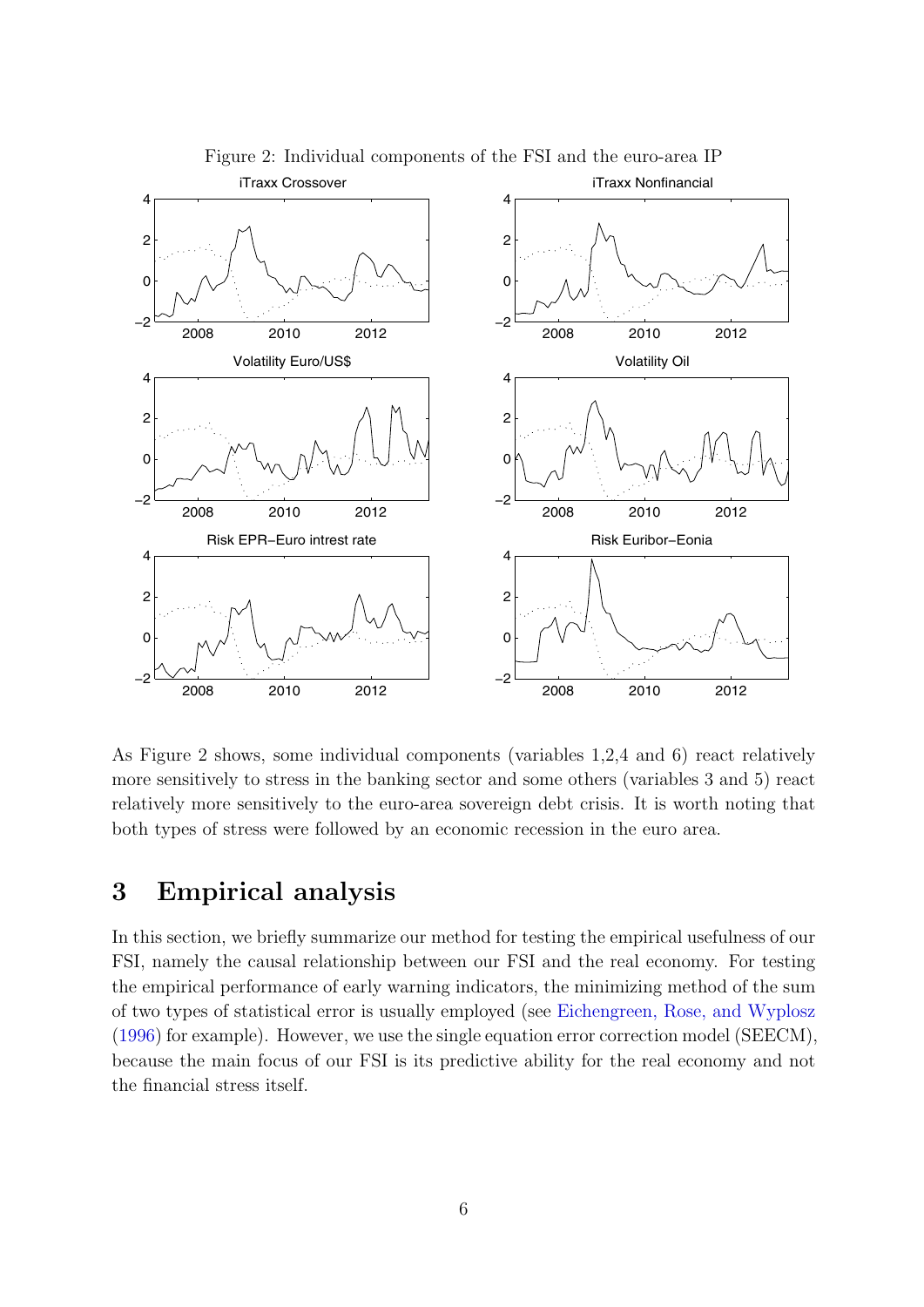Figure 2: Individual components of the FSI and the euro-area IP

As Figure 2 shows, some individual components (variables 1,2,4 and 6) react relatively more sensitively to stress in the banking sector and some others (variables 3 and 5) react relatively more sensitively to the euro-area sovereign debt crisis. It is worth noting that both types of stress were followed by an economic recession in the euro area.

# 3 Empirical analysis

In this section, we briefly summarize our method for testing the empirical usefulness of our FSI, namely the causal relationship between our FSI and the real economy. For testing the empirical performance of early warning indicators, the minimizing method of the sum of two types of statistical error is usually employed (see Eichengreen, Rose, and Wyplosz (1996) for example). However, we use the single equation error correction model (SEECM), because the main focus of our FSI is its predictive ability for the real economy and not the financial stress itself.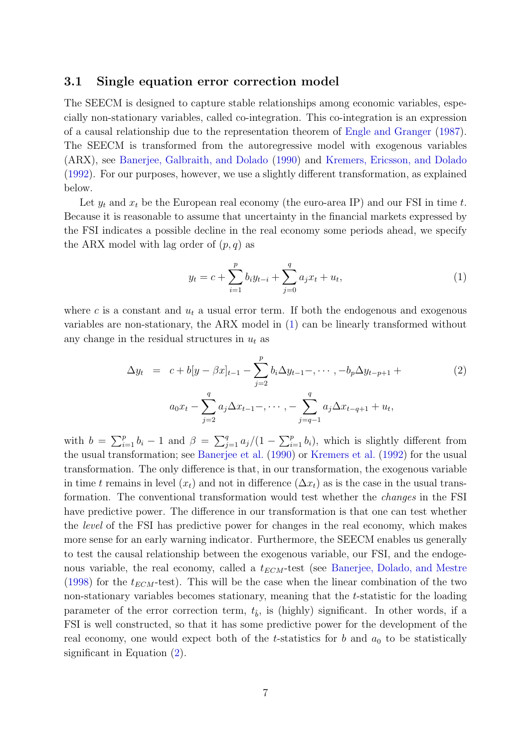### 3.1 Single equation error correction model

The SEECM is designed to capture stable relationships among economic variables, especially non-stationary variables, called co-integration. This co-integration is an expression of a causal relationship due to the representation theorem of Engle and Granger (1987). The SEECM is transformed from the autoregressive model with exogenous variables (ARX), see Banerjee, Galbraith, and Dolado (1990) and Kremers, Ericsson, and Dolado (1992). For our purposes, however, we use a slightly different transformation, as explained below.

Let $y_t$ and $x_t$ be the European real economy (the euro-area IP) and our FSI in time $t$. Because it is reasonable to assume that uncertainty in the financial markets expressed by the FSI indicates a possible decline in the real economy some periods ahead, we specify the ARX model with lag order of $(p, q)$ as

$$y_t = c + \sum_{i=1}^{p} b_i y_{t-i} + \sum_{j=0}^{q} a_j x_t + u_t, \tag{1}$$

where $c$ is a constant and $u_t$ a usual error term. If both the endogenous and exogenous variables are non-stationary, the ARX model in (1) can be linearly transformed without any change in the residual structures in $u_t$ as

$$\begin{aligned} \Delta y_t &= c + b[y - \beta x]_{t-1} - \sum_{j=2}^{p} b_i \Delta y_{t-1} -, \cdots, -b_p \Delta y_{t-p+1} + \\ & \quad a_0 x_t - \sum_{j=2}^{q} a_j \Delta x_{t-1} -, \cdots, - \sum_{j=q-1}^{q} a_j \Delta x_{t-q+1} + u_t, \end{aligned} \tag{2}$$

with $b = \sum_{i=1}^{p} b_i - 1$ and $\beta = \sum_{j=1}^{q} a_j / (1 - \sum_{i=1}^{p} b_i)$, which is slightly different from the usual transformation; see Banerjee et al. (1990) or Kremers et al. (1992) for the usual transformation. The only difference is that, in our transformation, the exogenous variable in time $t$ remains in level ($x_t$) and not in difference ($\Delta x_t$) as is the case in the usual transformation. The conventional transformation would test whether the *changes* in the FSI have predictive power. The difference in our transformation is that one can test whether the *level* of the FSI has predictive power for changes in the real economy, which makes more sense for an early warning indicator. Furthermore, the SEECM enables us generally to test the causal relationship between the exogenous variable, our FSI, and the endogenous variable, the real economy, called a $t_{ECM}$-test (see Banerjee, Dolado, and Mestre (1998) for the $t_{ECM}$-test). This will be the case when the linear combination of the two non-stationary variables becomes stationary, meaning that the $t$-statistic for the loading parameter of the error correction term, $t_{\hat{b}}$, is (highly) significant. In other words, if a FSI is well constructed, so that it has some predictive power for the development of the real economy, one would expect both of the $t$-statistics for $b$ and $a_0$ to be statistically significant in Equation (2).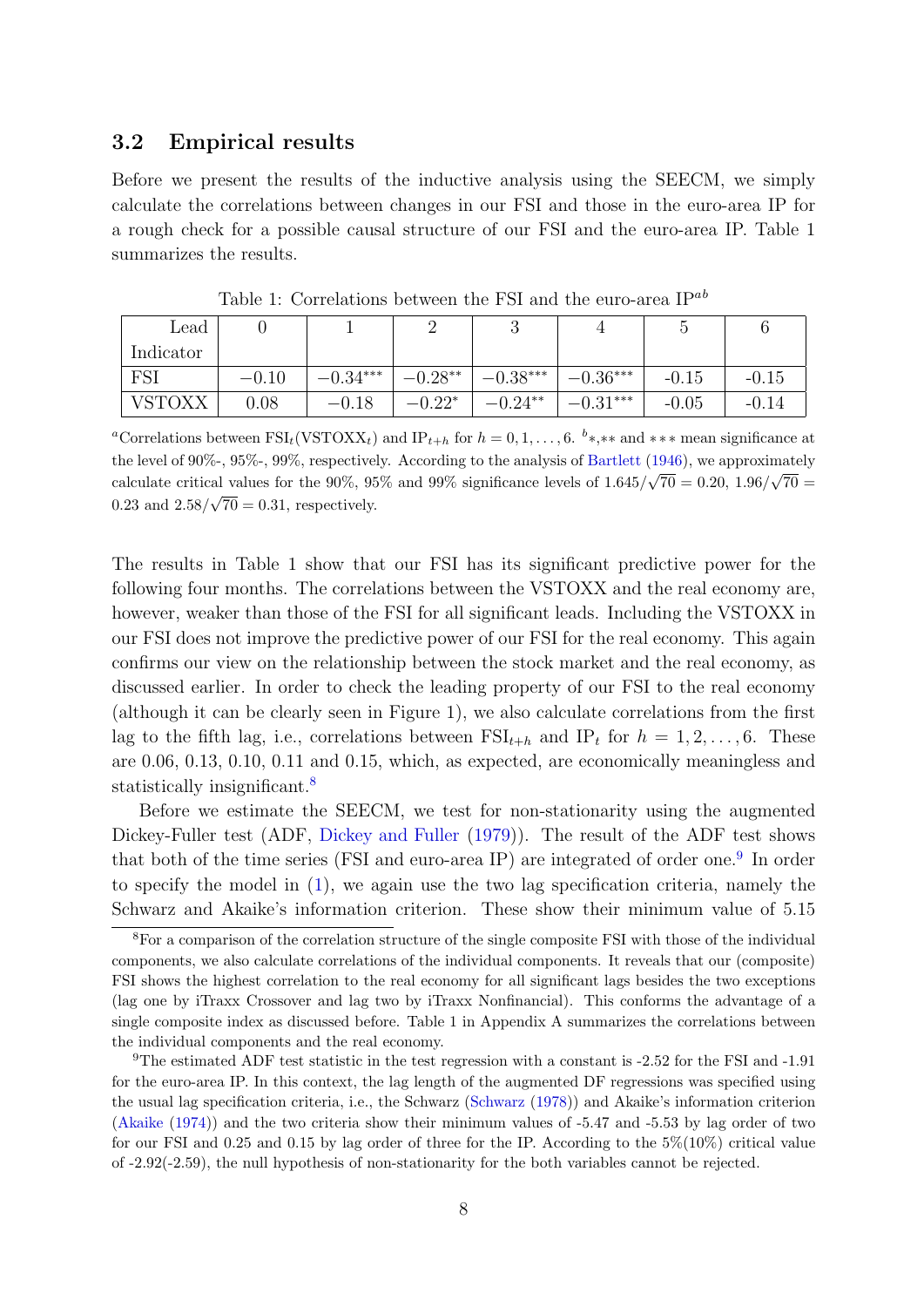### 3.2 Empirical results

Before we present the results of the inductive analysis using the SEECM, we simply calculate the correlations between changes in our FSI and those in the euro-area IP for a rough check for a possible causal structure of our FSI and the euro-area IP. Table 1 summarizes the results.

Table 1: Correlations between the FSI and the euro-area IP[ab]

| Lead Indicator | 0 | 1 | 2 | 3 | 4 | 5 | 6 |
|---|---|---|---|---|---|---|---|
| FSI | $-0.10$ | $-0.34^{***}$ | $-0.28^{**}$ | $-0.38^{***}$ | $-0.36^{***}$ | -0.15 | -0.15 |
| VSTOXX | 0.08 | $-0.18$ | $-0.22^{*}$ | $-0.24^{**}$ | $-0.31^{***}$ | -0.05 | -0.14 |

[a]Correlations between $\text{FSI}_t(\text{VSTOXX}_t)$ and $\text{IP}_{t+h}$ for $h = 0, 1, \ldots, 6$. [b]$*$,$**$ and $***$ mean significance at the level of 90%-, 95%-, 99%, respectively. According to the analysis of Bartlett (1946), we approximately calculate critical values for the 90%, 95% and 99% significance levels of $1.645/\sqrt{70} = 0.20$, $1.96/\sqrt{70} = 0.23$ and $2.58/\sqrt{70} = 0.31$, respectively.

The results in Table 1 show that our FSI has its significant predictive power for the following four months. The correlations between the VSTOXX and the real economy are, however, weaker than those of the FSI for all significant leads. Including the VSTOXX in our FSI does not improve the predictive power of our FSI for the real economy. This again confirms our view on the relationship between the stock market and the real economy, as discussed earlier. In order to check the leading property of our FSI to the real economy (although it can be clearly seen in Figure 1), we also calculate correlations from the first lag to the fifth lag, i.e., correlations between $\text{FSI}_{t+h}$ and $\text{IP}_t$ for $h = 1, 2, \ldots, 6$. These are 0.06, 0.13, 0.10, 0.11 and 0.15, which, as expected, are economically meaningless and statistically insignificant.[8]

Before we estimate the SEECM, we test for non-stationarity using the augmented Dickey-Fuller test (ADF, Dickey and Fuller (1979)). The result of the ADF test shows that both of the time series (FSI and euro-area IP) are integrated of order one.[9] In order to specify the model in (1), we again use the two lag specification criteria, namely the Schwarz and Akaike's information criterion. These show their minimum value of 5.15

---

[8]For a comparison of the correlation structure of the single composite FSI with those of the individual components, we also calculate correlations of the individual components. It reveals that our (composite) FSI shows the highest correlation to the real economy for all significant lags besides the two exceptions (lag one by iTraxx Crossover and lag two by iTraxx Nonfinancial). This conforms the advantage of a single composite index as discussed before. Table 1 in Appendix A summarizes the correlations between the individual components and the real economy.

[9]The estimated ADF test statistic in the test regression with a constant is -2.52 for the FSI and -1.91 for the euro-area IP. In this context, the lag length of the augmented DF regressions was specified using the usual lag specification criteria, i.e., the Schwarz (Schwarz (1978)) and Akaike's information criterion (Akaike (1974)) and the two criteria show their minimum values of -5.47 and -5.53 by lag order of two for our FSI and 0.25 and 0.15 by lag order of three for the IP. According to the 5%(10%) critical value of -2.92(-2.59), the null hypothesis of non-stationarity for the both variables cannot be rejected.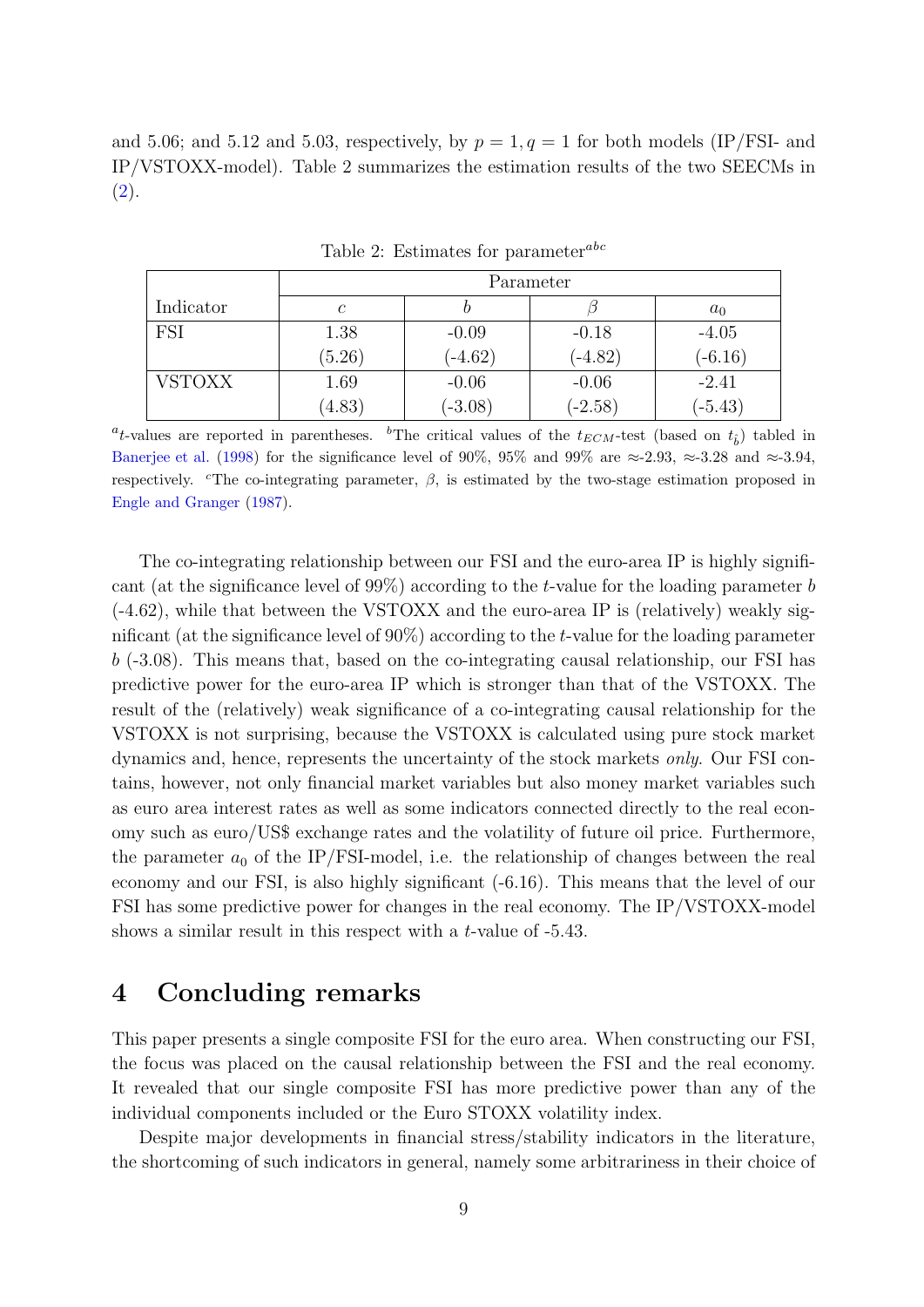and 5.06; and 5.12 and 5.03, respectively, by $p = 1, q = 1$ for both models (IP/FSI- and IP/VSTOXX-model). Table 2 summarizes the estimation results of the two SEECMs in (2).

Table 2: Estimates for parameter[abc]

| Indicator | Parameter | | | |
|---|---|---|---|---|
| | $c$ | $b$ | $\beta$ | $a_0$ |
| FSI | 1.38 | -0.09 | -0.18 | -4.05 |
| | (5.26) | (-4.62) | (-4.82) | (-6.16) |
| VSTOXX | 1.69 | -0.06 | -0.06 | -2.41 |
| | (4.83) | (-3.08) | (-2.58) | (-5.43) |

[a] $t$-values are reported in parentheses. [b] The critical values of the $t_{ECM}$-test (based on $t_{\hat{b}}$) tabled in Banerjee et al. (1998) for the significance level of 90%, 95% and 99% are ≈-2.93, ≈-3.28 and ≈-3.94, respectively. [c] The co-integrating parameter, $\beta$, is estimated by the two-stage estimation proposed in Engle and Granger (1987).

The co-integrating relationship between our FSI and the euro-area IP is highly significant (at the significance level of 99%) according to the $t$-value for the loading parameter $b$ (-4.62), while that between the VSTOXX and the euro-area IP is (relatively) weakly significant (at the significance level of 90%) according to the $t$-value for the loading parameter $b$ (-3.08). This means that, based on the co-integrating causal relationship, our FSI has predictive power for the euro-area IP which is stronger than that of the VSTOXX. The result of the (relatively) weak significance of a co-integrating causal relationship for the VSTOXX is not surprising, because the VSTOXX is calculated using pure stock market dynamics and, hence, represents the uncertainty of the stock markets *only*. Our FSI contains, however, not only financial market variables but also money market variables such as euro area interest rates as well as some indicators connected directly to the real economy such as euro/US$ exchange rates and the volatility of future oil price. Furthermore, the parameter $a_0$ of the IP/FSI-model, i.e. the relationship of changes between the real economy and our FSI, is also highly significant (-6.16). This means that the level of our FSI has some predictive power for changes in the real economy. The IP/VSTOXX-model shows a similar result in this respect with a $t$-value of -5.43.

# 4 Concluding remarks

This paper presents a single composite FSI for the euro area. When constructing our FSI, the focus was placed on the causal relationship between the FSI and the real economy. It revealed that our single composite FSI has more predictive power than any of the individual components included or the Euro STOXX volatility index.

Despite major developments in financial stress/stability indicators in the literature, the shortcoming of such indicators in general, namely some arbitrariness in their choice of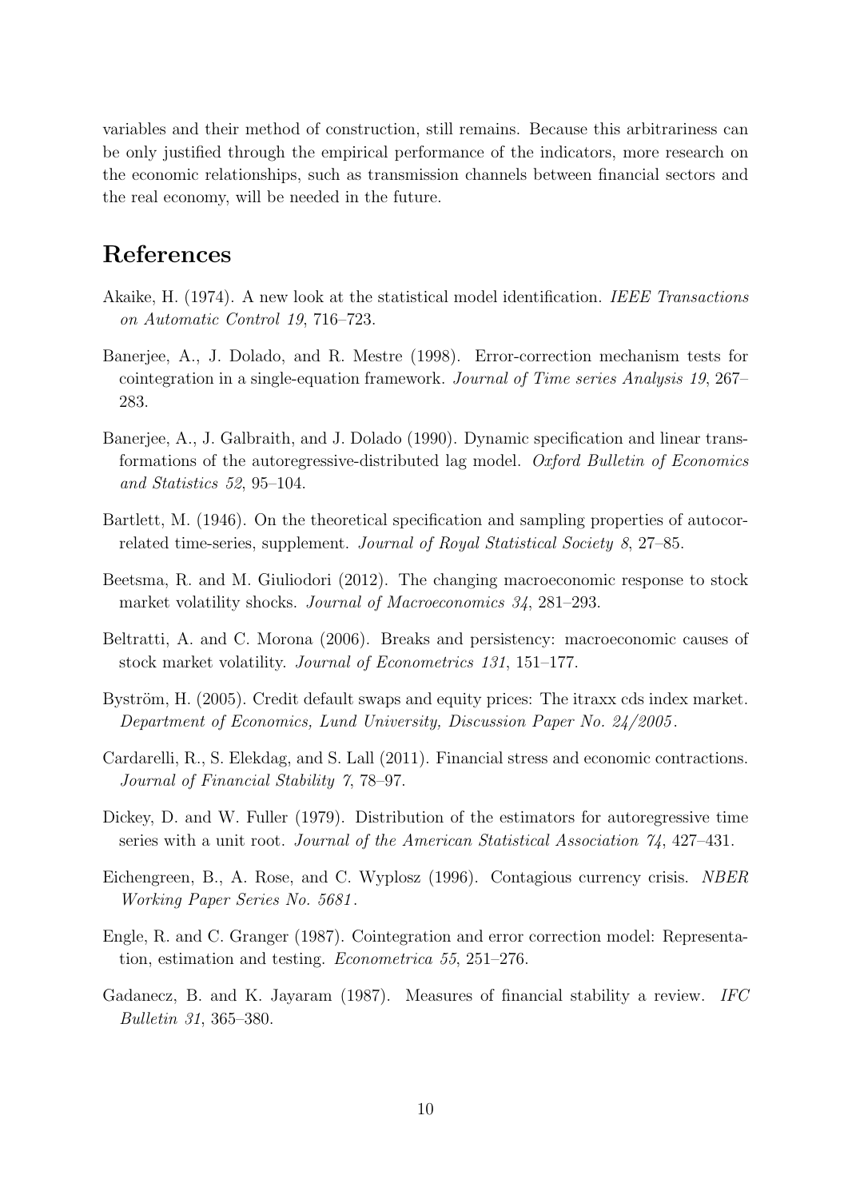variables and their method of construction, still remains. Because this arbitrariness can be only justified through the empirical performance of the indicators, more research on the economic relationships, such as transmission channels between financial sectors and the real economy, will be needed in the future.

# References

Akaike, H. (1974). A new look at the statistical model identification. *IEEE Transactions on Automatic Control 19*, 716–723.

Banerjee, A., J. Dolado, and R. Mestre (1998). Error-correction mechanism tests for cointegration in a single-equation framework. *Journal of Time series Analysis 19*, 267–283.

Banerjee, A., J. Galbraith, and J. Dolado (1990). Dynamic specification and linear transformations of the autoregressive-distributed lag model. *Oxford Bulletin of Economics and Statistics 52*, 95–104.

Bartlett, M. (1946). On the theoretical specification and sampling properties of autocorrelated time-series, supplement. *Journal of Royal Statistical Society 8*, 27–85.

Beetsma, R. and M. Giuliodori (2012). The changing macroeconomic response to stock market volatility shocks. *Journal of Macroeconomics 34*, 281–293.

Beltratti, A. and C. Morona (2006). Breaks and persistency: macroeconomic causes of stock market volatility. *Journal of Econometrics 131*, 151–177.

Byström, H. (2005). Credit default swaps and equity prices: The itraxx cds index market. *Department of Economics, Lund University, Discussion Paper No. 24/2005*.

Cardarelli, R., S. Elekdag, and S. Lall (2011). Financial stress and economic contractions. *Journal of Financial Stability 7*, 78–97.

Dickey, D. and W. Fuller (1979). Distribution of the estimators for autoregressive time series with a unit root. *Journal of the American Statistical Association 74*, 427–431.

Eichengreen, B., A. Rose, and C. Wyplosz (1996). Contagious currency crisis. *NBER Working Paper Series No. 5681*.

Engle, R. and C. Granger (1987). Cointegration and error correction model: Representation, estimation and testing. *Econometrica 55*, 251–276.

Gadanecz, B. and K. Jayaram (1987). Measures of financial stability a review. *IFC Bulletin 31*, 365–380.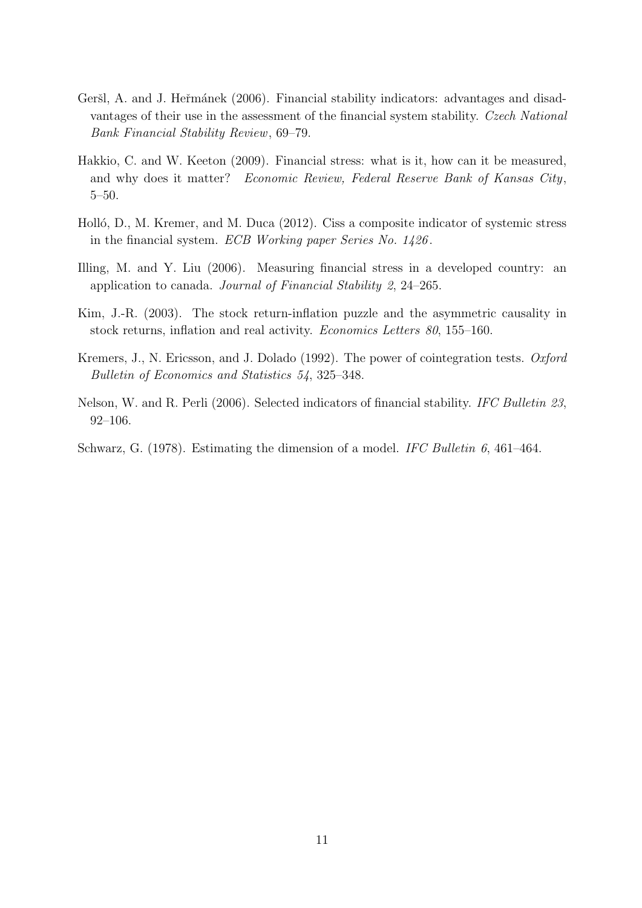Geršl, A. and J. Heřmánek (2006). Financial stability indicators: advantages and disadvantages of their use in the assessment of the financial system stability. *Czech National Bank Financial Stability Review*, 69–79.

Hakkio, C. and W. Keeton (2009). Financial stress: what is it, how can it be measured, and why does it matter? *Economic Review, Federal Reserve Bank of Kansas City*, 5–50.

Holló, D., M. Kremer, and M. Duca (2012). Ciss a composite indicator of systemic stress in the financial system. *ECB Working paper Series No. 1426*.

Illing, M. and Y. Liu (2006). Measuring financial stress in a developed country: an application to canada. *Journal of Financial Stability 2*, 24–265.

Kim, J.-R. (2003). The stock return-inflation puzzle and the asymmetric causality in stock returns, inflation and real activity. *Economics Letters 80*, 155–160.

Kremers, J., N. Ericsson, and J. Dolado (1992). The power of cointegration tests. *Oxford Bulletin of Economics and Statistics 54*, 325–348.

Nelson, W. and R. Perli (2006). Selected indicators of financial stability. *IFC Bulletin 23*, 92–106.

Schwarz, G. (1978). Estimating the dimension of a model. *IFC Bulletin 6*, 461–464.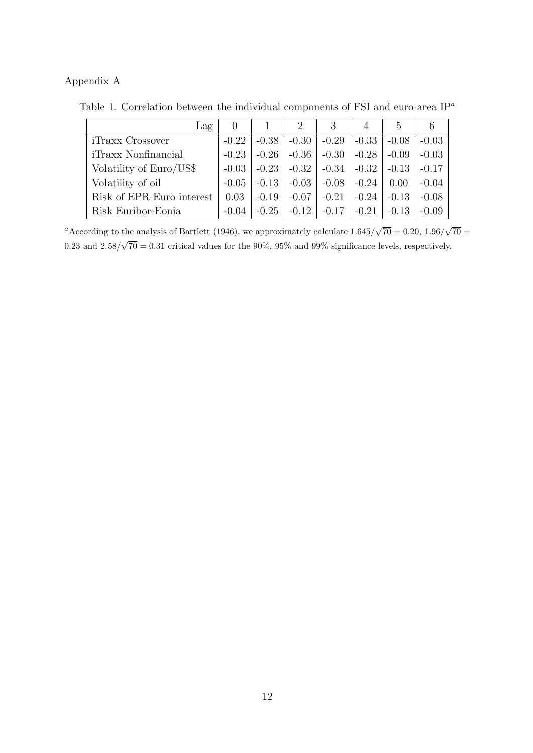Appendix A

Table 1. Correlation between the individual components of FSI and euro-area IP[a]

| Lag | 0 | 1 | 2 | 3 | 4 | 5 | 6 |
|---|---|---|---|---|---|---|---|
| iTraxx Crossover | -0.22 | -0.38 | -0.30 | -0.29 | -0.33 | -0.08 | -0.03 |
| iTraxx Nonfinancial | -0.23 | -0.26 | -0.36 | -0.30 | -0.28 | -0.09 | -0.03 |
| Volatility of Euro/US$ | -0.03 | -0.23 | -0.32 | -0.34 | -0.32 | -0.13 | -0.17 |
| Volatility of oil | -0.05 | -0.13 | -0.03 | -0.08 | -0.24 | 0.00 | -0.04 |
| Risk of EPR-Euro interest | 0.03 | -0.19 | -0.07 | -0.21 | -0.24 | -0.13 | -0.08 |
| Risk Euribor-Eonia | -0.04 | -0.25 | -0.12 | -0.17 | -0.21 | -0.13 | -0.09 |

[a]According to the analysis of Bartlett (1946), we approximately calculate $1.645/\sqrt{70} = 0.20$, $1.96/\sqrt{70} = 0.23$ and $2.58/\sqrt{70} = 0.31$ critical values for the 90%, 95% and 99% significance levels, respectively.